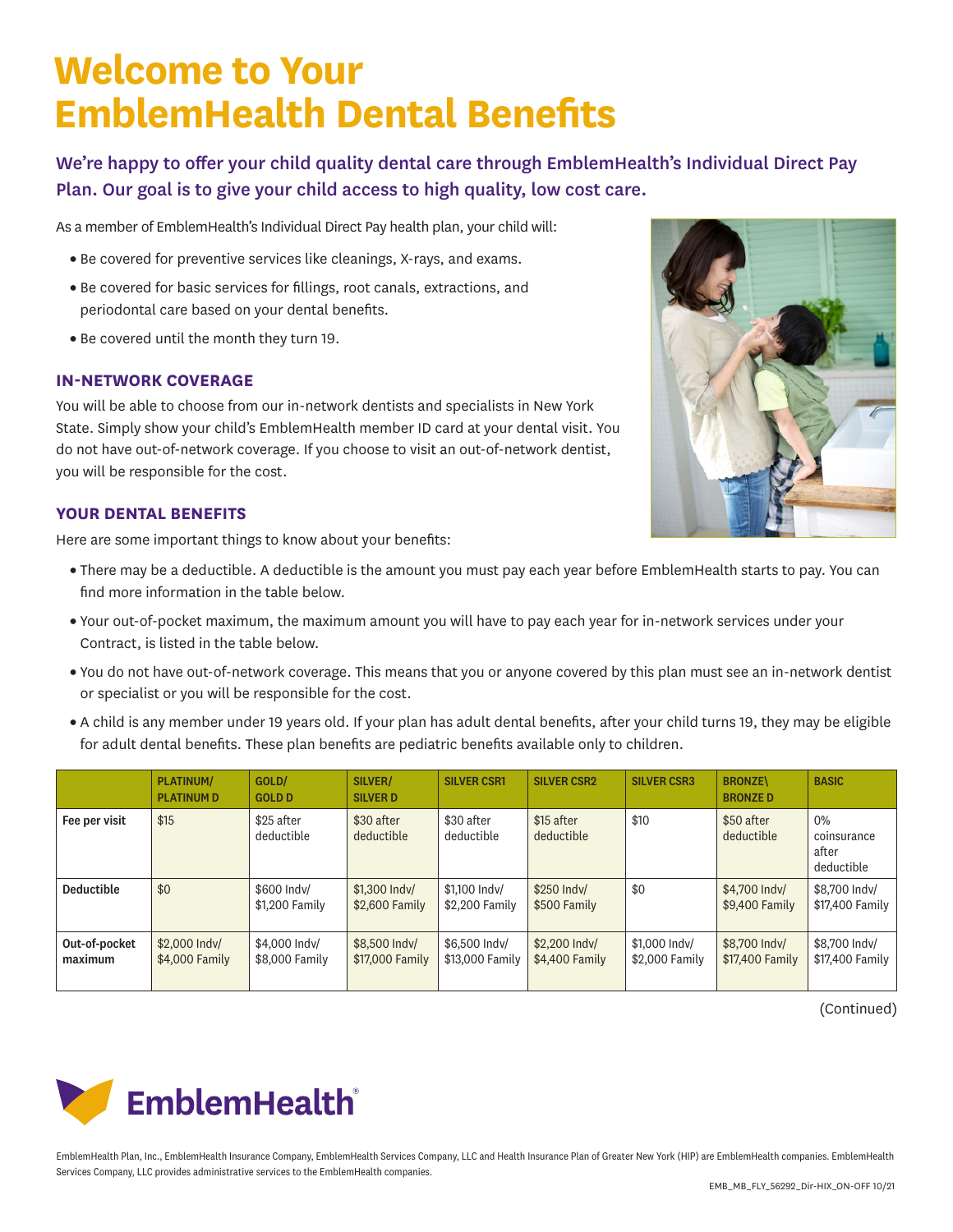# Welcome to Your EmblemHealth Dental Benefits

## We're happy to offer your child quality dental care through EmblemHealth's Individual Direct Pay Plan. Our goal is to give your child access to high quality, low cost care.

As a member of EmblemHealth's Individual Direct Pay health plan, your child will:

- Be covered for preventive services like cleanings, X-rays, and exams.
- Be covered for basic services for fillings, root canals, extractions, and periodontal care based on your dental benefits.
- Be covered until the month they turn 19.

### IN-NETWORK COVERAGE

You will be able to choose from our in-network dentists and specialists in New York State. Simply show your child's EmblemHealth member ID card at your dental visit. You do not have out-of-network coverage. If you choose to visit an out-of-network dentist, you will be responsible for the cost.

### YOUR DENTAL BENEFITS

Here are some important things to know about your benefits:

- There may be a deductible. A deductible is the amount you must pay each year before EmblemHealth starts to pay. You can find more information in the table below.
- Your out-of-pocket maximum, the maximum amount you will have to pay each year for in-network services under your Contract, is listed in the table below.
- You do not have out-of-network coverage. This means that you or anyone covered by this plan must see an in-network dentist or specialist or you will be responsible for the cost.
- A child is any member under 19 years old. If your plan has adult dental benefits, after your child turns 19, they may be eligible for adult dental benefits. These plan benefits are pediatric benefits available only to children.

| | PLATINUM/ PLATINUM D | GOLD/ GOLD D | SILVER/ SILVER D | SILVER CSR1 | SILVER CSR2 | SILVER CSR3 | BRONZE\ BRONZE D | BASIC |
|---|---|---|---|---|---|---|---|---|
| **Fee per visit** | $15 | $25 after deductible | $30 after deductible | $30 after deductible | $15 after deductible | $10 | $50 after deductible | 0% coinsurance after deductible |
| **Deductible** | $0 | $600 Indv/ $1,200 Family | $1,300 Indv/ $2,600 Family | $1,100 Indv/ $2,200 Family | $250 Indv/ $500 Family | $0 | $4,700 Indv/ $9,400 Family | $8,700 Indv/ $17,400 Family |
| **Out-of-pocket maximum** | $2,000 Indv/ $4,000 Family | $4,000 Indv/ $8,000 Family | $8,500 Indv/ $17,000 Family | $6,500 Indv/ $13,000 Family | $2,200 Indv/ $4,400 Family | $1,000 Indv/ $2,000 Family | $8,700 Indv/ $17,400 Family | $8,700 Indv/ $17,400 Family |

(Continued)

EmblemHealth

EmblemHealth Plan, Inc., EmblemHealth Insurance Company, EmblemHealth Services Company, LLC and Health Insurance Plan of Greater New York (HIP) are EmblemHealth companies. EmblemHealth Services Company, LLC provides administrative services to the EmblemHealth companies.

EMB_MB_FLY_56292_Dir-HIX_ON-OFF 10/21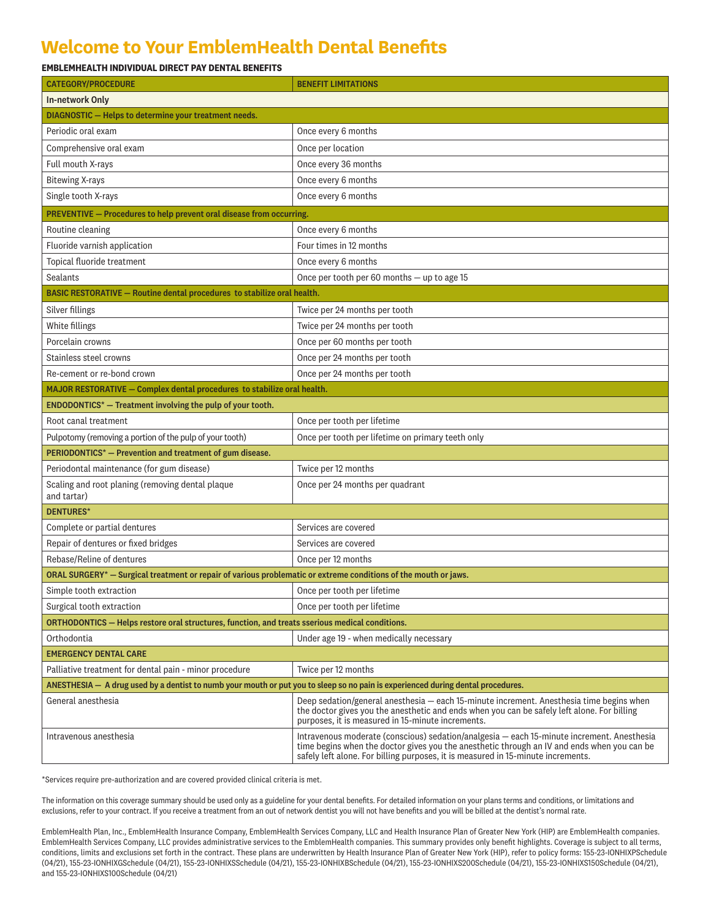# Welcome to Your EmblemHealth Dental Benefits

**EMBLEMHEALTH INDIVIDUAL DIRECT PAY DENTAL BENEFITS**

| CATEGORY/PROCEDURE | BENEFIT LIMITATIONS |
|---|---|
| **In-network Only** | |
| **DIAGNOSTIC — Helps to determine your treatment needs.** | |
| Periodic oral exam | Once every 6 months |
| Comprehensive oral exam | Once per location |
| Full mouth X-rays | Once every 36 months |
| Bitewing X-rays | Once every 6 months |
| Single tooth X-rays | Once every 6 months |
| **PREVENTIVE — Procedures to help prevent oral disease from occurring.** | |
| Routine cleaning | Once every 6 months |
| Fluoride varnish application | Four times in 12 months |
| Topical fluoride treatment | Once every 6 months |
| Sealants | Once per tooth per 60 months — up to age 15 |
| **BASIC RESTORATIVE — Routine dental procedures to stabilize oral health.** | |
| Silver fillings | Twice per 24 months per tooth |
| White fillings | Twice per 24 months per tooth |
| Porcelain crowns | Once per 60 months per tooth |
| Stainless steel crowns | Once per 24 months per tooth |
| Re-cement or re-bond crown | Once per 24 months per tooth |
| **MAJOR RESTORATIVE — Complex dental procedures to stabilize oral health.** | |
| **ENDODONTICS* — Treatment involving the pulp of your tooth.** | |
| Root canal treatment | Once per tooth per lifetime |
| Pulpotomy (removing a portion of the pulp of your tooth) | Once per tooth per lifetime on primary teeth only |
| **PERIODONTICS* — Prevention and treatment of gum disease.** | |
| Periodontal maintenance (for gum disease) | Twice per 12 months |
| Scaling and root planing (removing dental plaque and tartar) | Once per 24 months per quadrant |
| **DENTURES*** | |
| Complete or partial dentures | Services are covered |
| Repair of dentures or fixed bridges | Services are covered |
| Rebase/Reline of dentures | Once per 12 months |
| **ORAL SURGERY* — Surgical treatment or repair of various problematic or extreme conditions of the mouth or jaws.** | |
| Simple tooth extraction | Once per tooth per lifetime |
| Surgical tooth extraction | Once per tooth per lifetime |
| **ORTHODONTICS — Helps restore oral structures, function, and treats sserious medical conditions.** | |
| Orthodontia | Under age 19 - when medically necessary |
| **EMERGENCY DENTAL CARE** | |
| Palliative treatment for dental pain - minor procedure | Twice per 12 months |
| **ANESTHESIA — A drug used by a dentist to numb your mouth or put you to sleep so no pain is experienced during dental procedures.** | |
| General anesthesia | Deep sedation/general anesthesia — each 15-minute increment. Anesthesia time begins when the doctor gives you the anesthetic and ends when you can be safely left alone. For billing purposes, it is measured in 15-minute increments. |
| Intravenous anesthesia | Intravenous moderate (conscious) sedation/analgesia — each 15-minute increment. Anesthesia time begins when the doctor gives you the anesthetic through an IV and ends when you can be safely left alone. For billing purposes, it is measured in 15-minute increments. |

*Services require pre-authorization and are covered provided clinical criteria is met.

The information on this coverage summary should be used only as a guideline for your dental benefits. For detailed information on your plans terms and conditions, or limitations and exclusions, refer to your contract. If you receive a treatment from an out of network dentist you will not have benefits and you will be billed at the dentist's normal rate.

EmblemHealth Plan, Inc., EmblemHealth Insurance Company, EmblemHealth Services Company, LLC and Health Insurance Plan of Greater New York (HIP) are EmblemHealth companies. EmblemHealth Services Company, LLC provides administrative services to the EmblemHealth companies. This summary provides only benefit highlights. Coverage is subject to all terms, conditions, limits and exclusions set forth in the contract. These plans are underwritten by Health Insurance Plan of Greater New York (HIP), refer to policy forms: 155-23-IONHIXPSchedule (04/21), 155-23-IONHIXGSchedule (04/21), 155-23-IONHIXSSchedule (04/21), 155-23-IONHIXBSchedule (04/21), 155-23-IONHIXS200Schedule (04/21), 155-23-IONHIXS150Schedule (04/21), and 155-23-IONHIXS100Schedule (04/21)